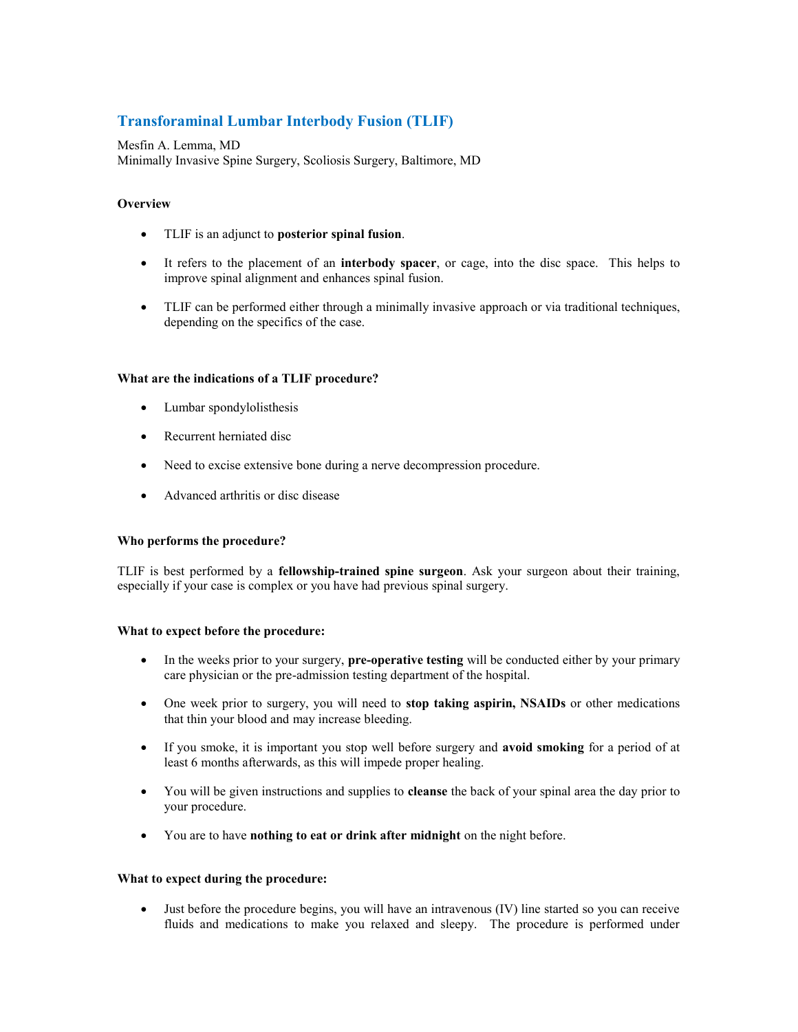# Transforaminal Lumbar Interbody Fusion (TLIF)

Mesfin A. Lemma, MD
Minimally Invasive Spine Surgery, Scoliosis Surgery, Baltimore, MD

**Overview**

- TLIF is an adjunct to **posterior spinal fusion**.
- It refers to the placement of an **interbody spacer**, or cage, into the disc space. This helps to improve spinal alignment and enhances spinal fusion.
- TLIF can be performed either through a minimally invasive approach or via traditional techniques, depending on the specifics of the case.

**What are the indications of a TLIF procedure?**

- Lumbar spondylolisthesis
- Recurrent herniated disc
- Need to excise extensive bone during a nerve decompression procedure.
- Advanced arthritis or disc disease

**Who performs the procedure?**

TLIF is best performed by a **fellowship-trained spine surgeon**. Ask your surgeon about their training, especially if your case is complex or you have had previous spinal surgery.

**What to expect before the procedure:**

- In the weeks prior to your surgery, **pre-operative testing** will be conducted either by your primary care physician or the pre-admission testing department of the hospital.
- One week prior to surgery, you will need to **stop taking aspirin, NSAIDs** or other medications that thin your blood and may increase bleeding.
- If you smoke, it is important you stop well before surgery and **avoid smoking** for a period of at least 6 months afterwards, as this will impede proper healing.
- You will be given instructions and supplies to **cleanse** the back of your spinal area the day prior to your procedure.
- You are to have **nothing to eat or drink after midnight** on the night before.

**What to expect during the procedure:**

- Just before the procedure begins, you will have an intravenous (IV) line started so you can receive fluids and medications to make you relaxed and sleepy. The procedure is performed under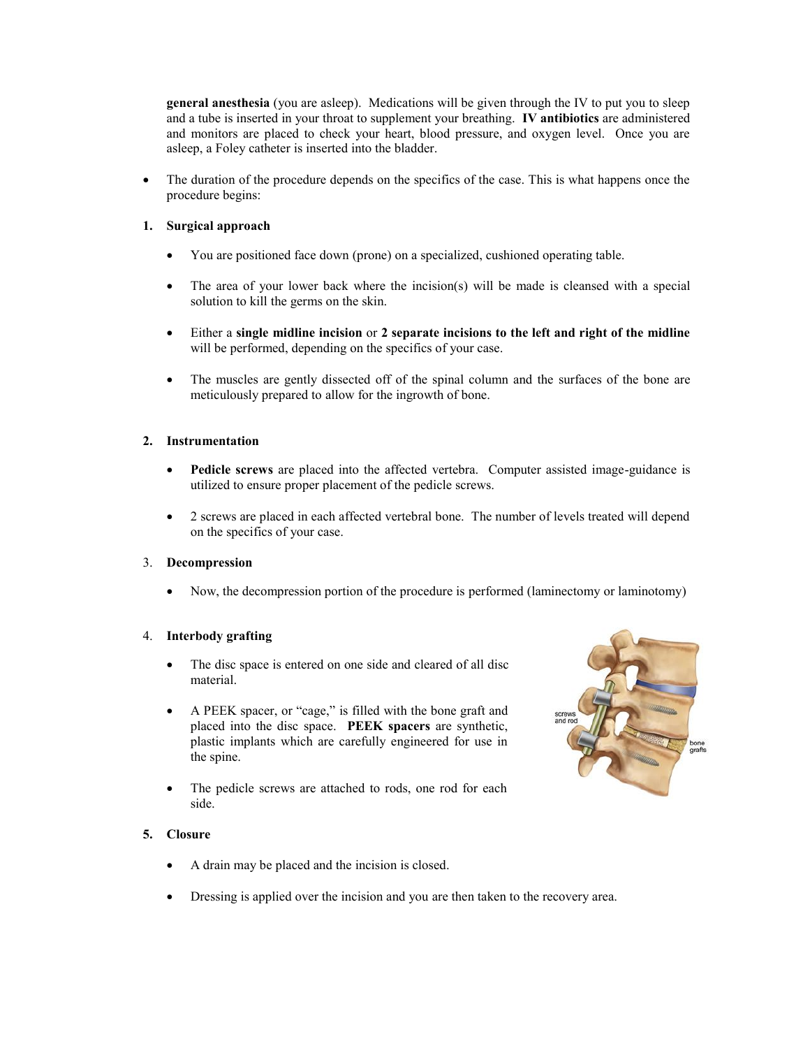**general anesthesia** (you are asleep). Medications will be given through the IV to put you to sleep and a tube is inserted in your throat to supplement your breathing. **IV antibiotics** are administered and monitors are placed to check your heart, blood pressure, and oxygen level. Once you are asleep, a Foley catheter is inserted into the bladder.

- The duration of the procedure depends on the specifics of the case. This is what happens once the procedure begins:

1. **Surgical approach**

   - You are positioned face down (prone) on a specialized, cushioned operating table.
   - The area of your lower back where the incision(s) will be made is cleansed with a special solution to kill the germs on the skin.
   - Either a **single midline incision** or **2 separate incisions to the left and right of the midline** will be performed, depending on the specifics of your case.
   - The muscles are gently dissected off of the spinal column and the surfaces of the bone are meticulously prepared to allow for the ingrowth of bone.

2. **Instrumentation**

   - **Pedicle screws** are placed into the affected vertebra. Computer assisted image-guidance is utilized to ensure proper placement of the pedicle screws.
   - 2 screws are placed in each affected vertebral bone. The number of levels treated will depend on the specifics of your case.

3. **Decompression**

   - Now, the decompression portion of the procedure is performed (laminectomy or laminotomy)

4. **Interbody grafting**

   - The disc space is entered on one side and cleared of all disc material.
   - A PEEK spacer, or "cage," is filled with the bone graft and placed into the disc space. **PEEK spacers** are synthetic, plastic implants which are carefully engineered for use in the spine.
   - The pedicle screws are attached to rods, one rod for each side.

5. **Closure**

   - A drain may be placed and the incision is closed.
   - Dressing is applied over the incision and you are then taken to the recovery area.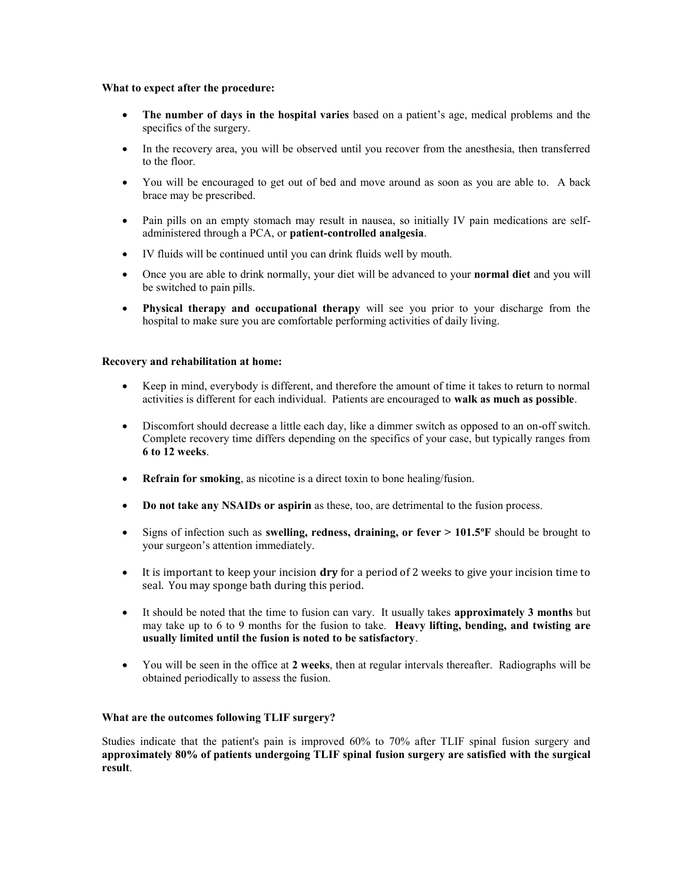**What to expect after the procedure:**

- **The number of days in the hospital varies** based on a patient's age, medical problems and the specifics of the surgery.
- In the recovery area, you will be observed until you recover from the anesthesia, then transferred to the floor.
- You will be encouraged to get out of bed and move around as soon as you are able to. A back brace may be prescribed.
- Pain pills on an empty stomach may result in nausea, so initially IV pain medications are self-administered through a PCA, or **patient-controlled analgesia**.
- IV fluids will be continued until you can drink fluids well by mouth.
- Once you are able to drink normally, your diet will be advanced to your **normal diet** and you will be switched to pain pills.
- **Physical therapy and occupational therapy** will see you prior to your discharge from the hospital to make sure you are comfortable performing activities of daily living.

**Recovery and rehabilitation at home:**

- Keep in mind, everybody is different, and therefore the amount of time it takes to return to normal activities is different for each individual. Patients are encouraged to **walk as much as possible**.
- Discomfort should decrease a little each day, like a dimmer switch as opposed to an on-off switch. Complete recovery time differs depending on the specifics of your case, but typically ranges from **6 to 12 weeks**.
- **Refrain for smoking**, as nicotine is a direct toxin to bone healing/fusion.
- **Do not take any NSAIDs or aspirin** as these, too, are detrimental to the fusion process.
- Signs of infection such as **swelling, redness, draining, or fever > 101.5ºF** should be brought to your surgeon's attention immediately.
- It is important to keep your incision **dry** for a period of 2 weeks to give your incision time to seal. You may sponge bath during this period.
- It should be noted that the time to fusion can vary. It usually takes **approximately 3 months** but may take up to 6 to 9 months for the fusion to take. **Heavy lifting, bending, and twisting are usually limited until the fusion is noted to be satisfactory**.
- You will be seen in the office at **2 weeks**, then at regular intervals thereafter. Radiographs will be obtained periodically to assess the fusion.

**What are the outcomes following TLIF surgery?**

Studies indicate that the patient's pain is improved 60% to 70% after TLIF spinal fusion surgery and **approximately 80% of patients undergoing TLIF spinal fusion surgery are satisfied with the surgical result**.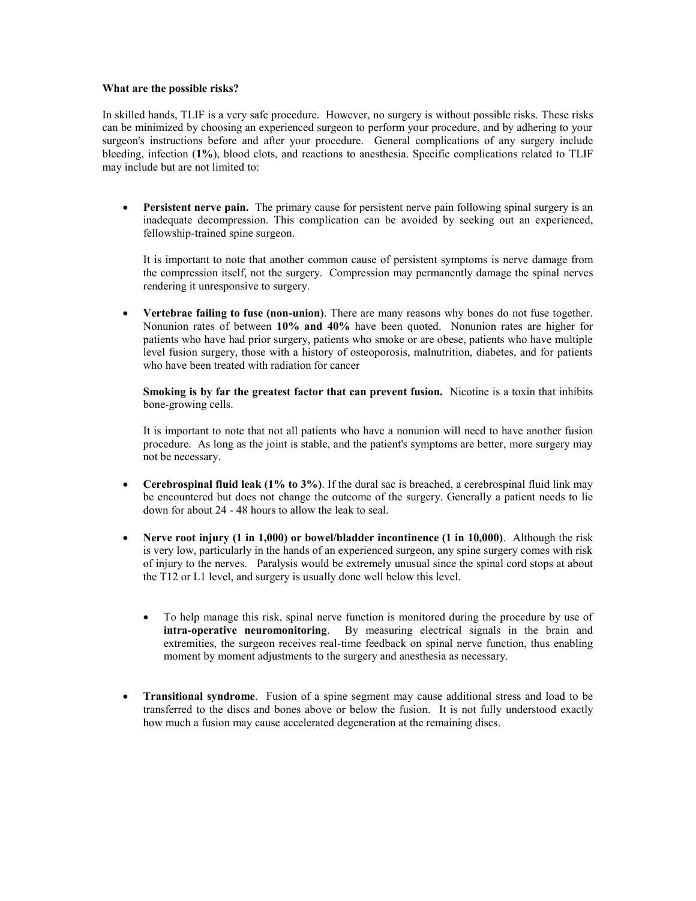**What are the possible risks?**

In skilled hands, TLIF is a very safe procedure. However, no surgery is without possible risks. These risks can be minimized by choosing an experienced surgeon to perform your procedure, and by adhering to your surgeon's instructions before and after your procedure. General complications of any surgery include bleeding, infection (**1%**), blood clots, and reactions to anesthesia. Specific complications related to TLIF may include but are not limited to:

- **Persistent nerve pain.** The primary cause for persistent nerve pain following spinal surgery is an inadequate decompression. This complication can be avoided by seeking out an experienced, fellowship-trained spine surgeon.

  It is important to note that another common cause of persistent symptoms is nerve damage from the compression itself, not the surgery. Compression may permanently damage the spinal nerves rendering it unresponsive to surgery.

- **Vertebrae failing to fuse (non-union)**. There are many reasons why bones do not fuse together. Nonunion rates of between **10% and 40%** have been quoted. Nonunion rates are higher for patients who have had prior surgery, patients who smoke or are obese, patients who have multiple level fusion surgery, those with a history of osteoporosis, malnutrition, diabetes, and for patients who have been treated with radiation for cancer

  **Smoking is by far the greatest factor that can prevent fusion.** Nicotine is a toxin that inhibits bone-growing cells.

  It is important to note that not all patients who have a nonunion will need to have another fusion procedure. As long as the joint is stable, and the patient's symptoms are better, more surgery may not be necessary.

- **Cerebrospinal fluid leak (1% to 3%)**. If the dural sac is breached, a cerebrospinal fluid link may be encountered but does not change the outcome of the surgery. Generally a patient needs to lie down for about 24 - 48 hours to allow the leak to seal.

- **Nerve root injury (1 in 1,000) or bowel/bladder incontinence (1 in 10,000)**. Although the risk is very low, particularly in the hands of an experienced surgeon, any spine surgery comes with risk of injury to the nerves. Paralysis would be extremely unusual since the spinal cord stops at about the T12 or L1 level, and surgery is usually done well below this level.

  - To help manage this risk, spinal nerve function is monitored during the procedure by use of **intra-operative neuromonitoring**. By measuring electrical signals in the brain and extremities, the surgeon receives real-time feedback on spinal nerve function, thus enabling moment by moment adjustments to the surgery and anesthesia as necessary.

- **Transitional syndrome**. Fusion of a spine segment may cause additional stress and load to be transferred to the discs and bones above or below the fusion. It is not fully understood exactly how much a fusion may cause accelerated degeneration at the remaining discs.